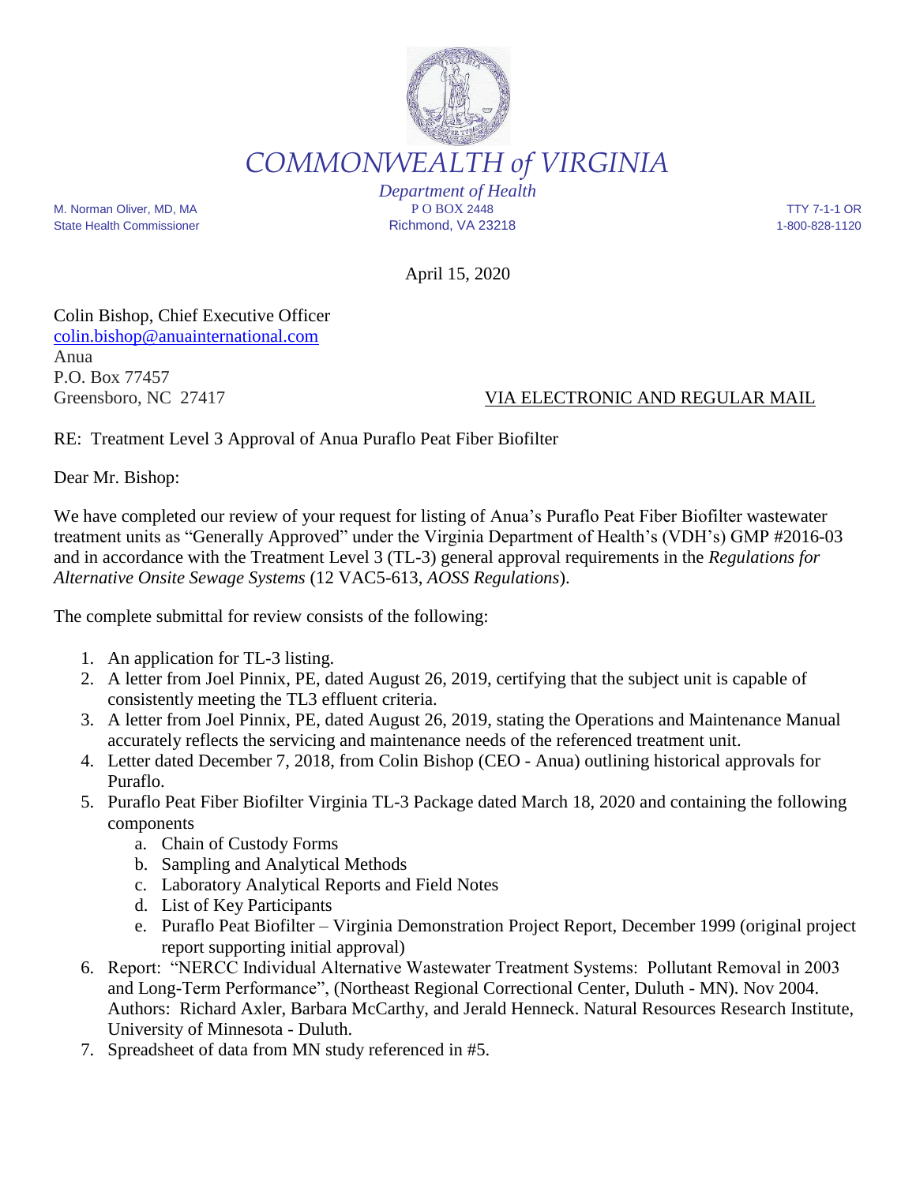# COMMONWEALTH of VIRGINIA

*Department of Health*

M. Norman Oliver, MD, MA
State Health Commissioner

P O BOX 2448
Richmond, VA 23218

TTY 7-1-1 OR
1-800-828-1120

April 15, 2020

Colin Bishop, Chief Executive Officer
colin.bishop@anuainternational.com
Anua
P.O. Box 77457
Greensboro, NC 27417

VIA ELECTRONIC AND REGULAR MAIL

RE: Treatment Level 3 Approval of Anua Puraflo Peat Fiber Biofilter

Dear Mr. Bishop:

We have completed our review of your request for listing of Anua's Puraflo Peat Fiber Biofilter wastewater treatment units as "Generally Approved" under the Virginia Department of Health's (VDH's) GMP #2016-03 and in accordance with the Treatment Level 3 (TL-3) general approval requirements in the *Regulations for Alternative Onsite Sewage Systems* (12 VAC5-613, *AOSS Regulations*).

The complete submittal for review consists of the following:

1. An application for TL-3 listing.
2. A letter from Joel Pinnix, PE, dated August 26, 2019, certifying that the subject unit is capable of consistently meeting the TL3 effluent criteria.
3. A letter from Joel Pinnix, PE, dated August 26, 2019, stating the Operations and Maintenance Manual accurately reflects the servicing and maintenance needs of the referenced treatment unit.
4. Letter dated December 7, 2018, from Colin Bishop (CEO - Anua) outlining historical approvals for Puraflo.
5. Puraflo Peat Fiber Biofilter Virginia TL-3 Package dated March 18, 2020 and containing the following components
   a. Chain of Custody Forms
   b. Sampling and Analytical Methods
   c. Laboratory Analytical Reports and Field Notes
   d. List of Key Participants
   e. Puraflo Peat Biofilter – Virginia Demonstration Project Report, December 1999 (original project report supporting initial approval)
6. Report: "NERCC Individual Alternative Wastewater Treatment Systems: Pollutant Removal in 2003 and Long-Term Performance", (Northeast Regional Correctional Center, Duluth - MN). Nov 2004. Authors: Richard Axler, Barbara McCarthy, and Jerald Henneck. Natural Resources Research Institute, University of Minnesota - Duluth.
7. Spreadsheet of data from MN study referenced in #5.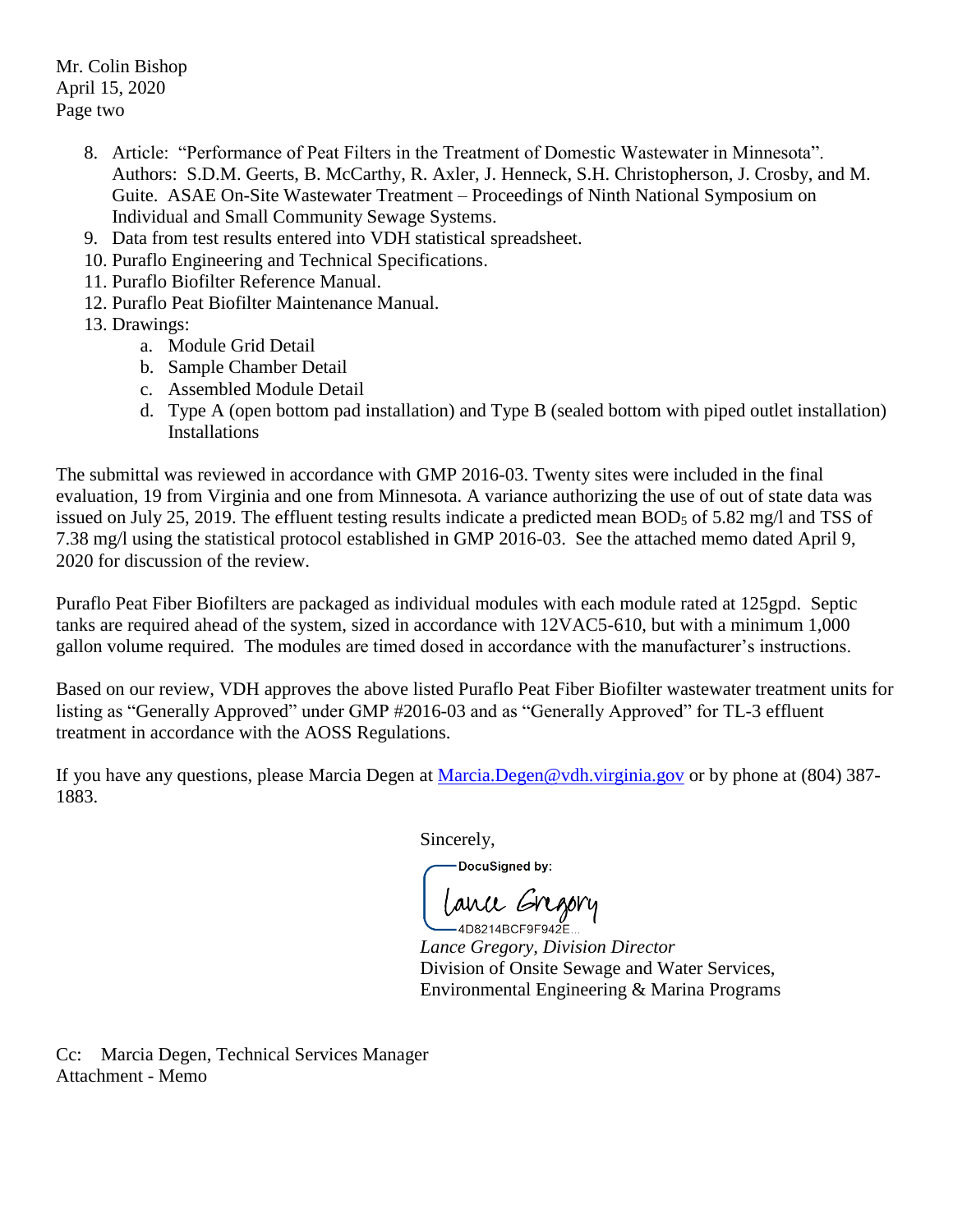Mr. Colin Bishop
April 15, 2020
Page two

8. Article: "Performance of Peat Filters in the Treatment of Domestic Wastewater in Minnesota". Authors: S.D.M. Geerts, B. McCarthy, R. Axler, J. Henneck, S.H. Christopherson, J. Crosby, and M. Guite. ASAE On-Site Wastewater Treatment – Proceedings of Ninth National Symposium on Individual and Small Community Sewage Systems.
9. Data from test results entered into VDH statistical spreadsheet.
10. Puraflo Engineering and Technical Specifications.
11. Puraflo Biofilter Reference Manual.
12. Puraflo Peat Biofilter Maintenance Manual.
13. Drawings:
    a. Module Grid Detail
    b. Sample Chamber Detail
    c. Assembled Module Detail
    d. Type A (open bottom pad installation) and Type B (sealed bottom with piped outlet installation) Installations

The submittal was reviewed in accordance with GMP 2016-03. Twenty sites were included in the final evaluation, 19 from Virginia and one from Minnesota. A variance authorizing the use of out of state data was issued on July 25, 2019. The effluent testing results indicate a predicted mean $BOD_5$ of 5.82 mg/l and TSS of 7.38 mg/l using the statistical protocol established in GMP 2016-03. See the attached memo dated April 9, 2020 for discussion of the review.

Puraflo Peat Fiber Biofilters are packaged as individual modules with each module rated at 125gpd. Septic tanks are required ahead of the system, sized in accordance with 12VAC5-610, but with a minimum 1,000 gallon volume required. The modules are timed dosed in accordance with the manufacturer's instructions.

Based on our review, VDH approves the above listed Puraflo Peat Fiber Biofilter wastewater treatment units for listing as "Generally Approved" under GMP #2016-03 and as "Generally Approved" for TL-3 effluent treatment in accordance with the AOSS Regulations.

If you have any questions, please Marcia Degen at Marcia.Degen@vdh.virginia.gov or by phone at (804) 387-1883.

Sincerely,

DocuSigned by:
Lance Gregory
4D8214BCF9F942E...

*Lance Gregory, Division Director*
Division of Onsite Sewage and Water Services,
Environmental Engineering & Marina Programs

Cc: Marcia Degen, Technical Services Manager
Attachment - Memo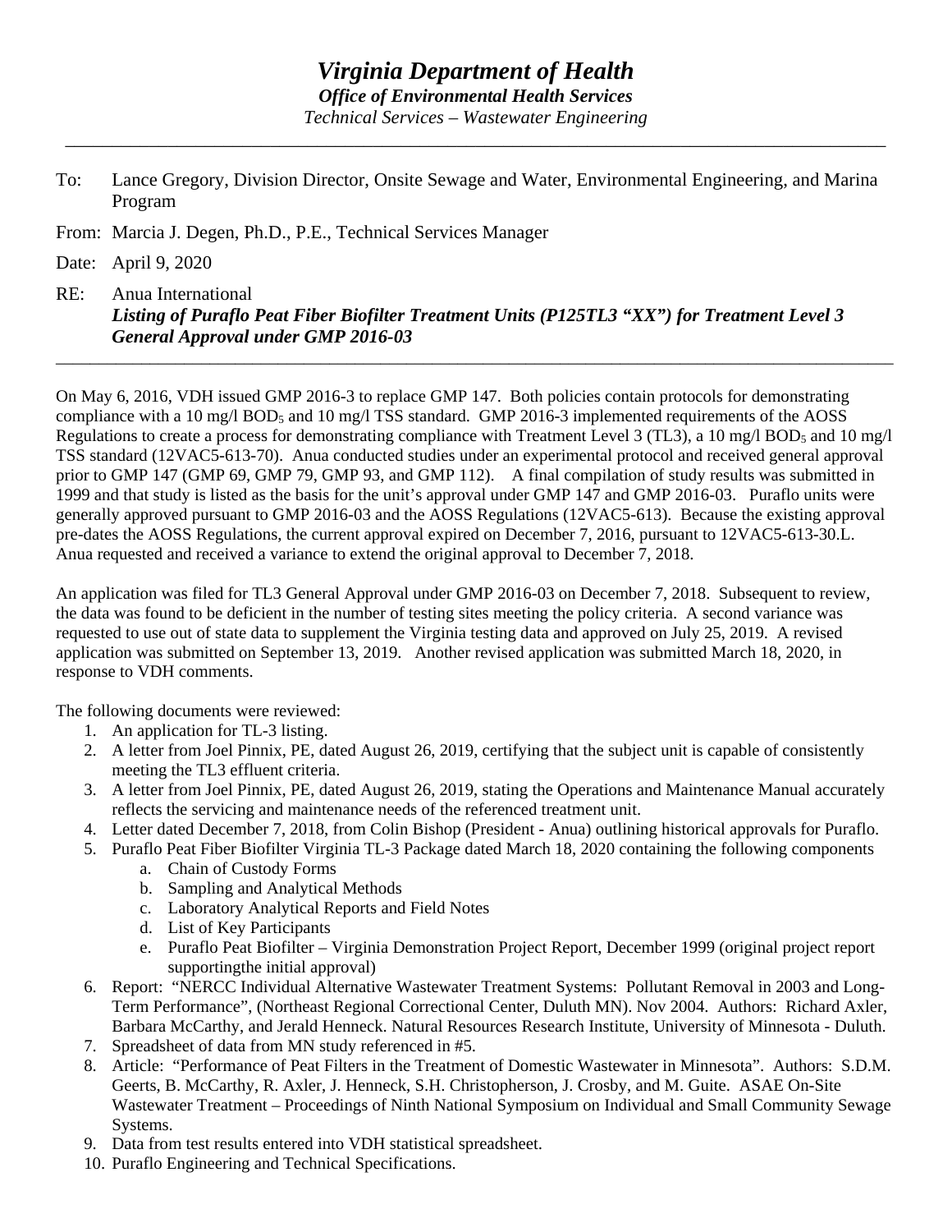# *Virginia Department of Health*

***Office of Environmental Health Services***

*Technical Services – Wastewater Engineering*

---

To: Lance Gregory, Division Director, Onsite Sewage and Water, Environmental Engineering, and Marina Program

From: Marcia J. Degen, Ph.D., P.E., Technical Services Manager

Date: April 9, 2020

RE: Anua International
***Listing of Puraflo Peat Fiber Biofilter Treatment Units (P125TL3 "XX") for Treatment Level 3 General Approval under GMP 2016-03***

---

On May 6, 2016, VDH issued GMP 2016-3 to replace GMP 147. Both policies contain protocols for demonstrating compliance with a 10 mg/l $BOD_5$ and 10 mg/l TSS standard. GMP 2016-3 implemented requirements of the AOSS Regulations to create a process for demonstrating compliance with Treatment Level 3 (TL3), a 10 mg/l $BOD_5$ and 10 mg/l TSS standard (12VAC5-613-70). Anua conducted studies under an experimental protocol and received general approval prior to GMP 147 (GMP 69, GMP 79, GMP 93, and GMP 112). A final compilation of study results was submitted in 1999 and that study is listed as the basis for the unit's approval under GMP 147 and GMP 2016-03. Puraflo units were generally approved pursuant to GMP 2016-03 and the AOSS Regulations (12VAC5-613). Because the existing approval pre-dates the AOSS Regulations, the current approval expired on December 7, 2016, pursuant to 12VAC5-613-30.L. Anua requested and received a variance to extend the original approval to December 7, 2018.

An application was filed for TL3 General Approval under GMP 2016-03 on December 7, 2018. Subsequent to review, the data was found to be deficient in the number of testing sites meeting the policy criteria. A second variance was requested to use out of state data to supplement the Virginia testing data and approved on July 25, 2019. A revised application was submitted on September 13, 2019. Another revised application was submitted March 18, 2020, in response to VDH comments.

The following documents were reviewed:

1. An application for TL-3 listing.
2. A letter from Joel Pinnix, PE, dated August 26, 2019, certifying that the subject unit is capable of consistently meeting the TL3 effluent criteria.
3. A letter from Joel Pinnix, PE, dated August 26, 2019, stating the Operations and Maintenance Manual accurately reflects the servicing and maintenance needs of the referenced treatment unit.
4. Letter dated December 7, 2018, from Colin Bishop (President - Anua) outlining historical approvals for Puraflo.
5. Puraflo Peat Fiber Biofilter Virginia TL-3 Package dated March 18, 2020 containing the following components
   a. Chain of Custody Forms
   b. Sampling and Analytical Methods
   c. Laboratory Analytical Reports and Field Notes
   d. List of Key Participants
   e. Puraflo Peat Biofilter – Virginia Demonstration Project Report, December 1999 (original project report supportingthe initial approval)
6. Report: "NERCC Individual Alternative Wastewater Treatment Systems: Pollutant Removal in 2003 and Long-Term Performance", (Northeast Regional Correctional Center, Duluth MN). Nov 2004. Authors: Richard Axler, Barbara McCarthy, and Jerald Henneck. Natural Resources Research Institute, University of Minnesota - Duluth.
7. Spreadsheet of data from MN study referenced in #5.
8. Article: "Performance of Peat Filters in the Treatment of Domestic Wastewater in Minnesota". Authors: S.D.M. Geerts, B. McCarthy, R. Axler, J. Henneck, S.H. Christopherson, J. Crosby, and M. Guite. ASAE On-Site Wastewater Treatment – Proceedings of Ninth National Symposium on Individual and Small Community Sewage Systems.
9. Data from test results entered into VDH statistical spreadsheet.
10. Puraflo Engineering and Technical Specifications.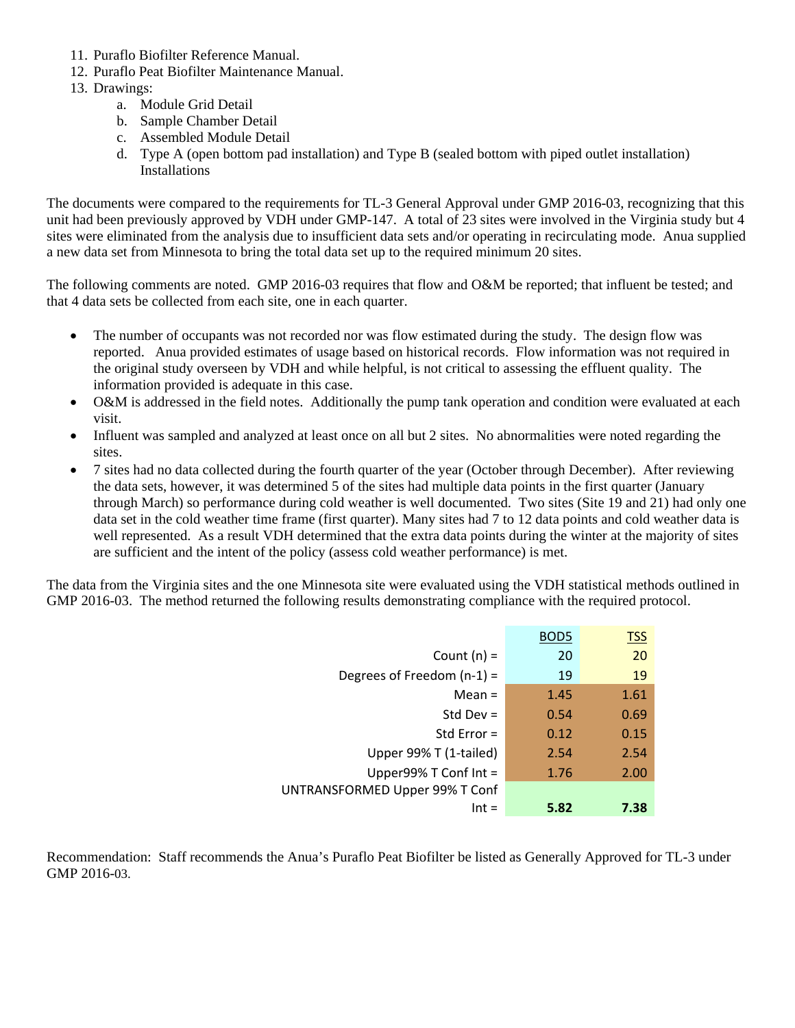11. Puraflo Biofilter Reference Manual.
12. Puraflo Peat Biofilter Maintenance Manual.
13. Drawings:
    a. Module Grid Detail
    b. Sample Chamber Detail
    c. Assembled Module Detail
    d. Type A (open bottom pad installation) and Type B (sealed bottom with piped outlet installation) Installations

The documents were compared to the requirements for TL-3 General Approval under GMP 2016-03, recognizing that this unit had been previously approved by VDH under GMP-147. A total of 23 sites were involved in the Virginia study but 4 sites were eliminated from the analysis due to insufficient data sets and/or operating in recirculating mode. Anua supplied a new data set from Minnesota to bring the total data set up to the required minimum 20 sites.

The following comments are noted. GMP 2016-03 requires that flow and O&M be reported; that influent be tested; and that 4 data sets be collected from each site, one in each quarter.

- The number of occupants was not recorded nor was flow estimated during the study. The design flow was reported. Anua provided estimates of usage based on historical records. Flow information was not required in the original study overseen by VDH and while helpful, is not critical to assessing the effluent quality. The information provided is adequate in this case.
- O&M is addressed in the field notes. Additionally the pump tank operation and condition were evaluated at each visit.
- Influent was sampled and analyzed at least once on all but 2 sites. No abnormalities were noted regarding the sites.
- 7 sites had no data collected during the fourth quarter of the year (October through December). After reviewing the data sets, however, it was determined 5 of the sites had multiple data points in the first quarter (January through March) so performance during cold weather is well documented. Two sites (Site 19 and 21) had only one data set in the cold weather time frame (first quarter). Many sites had 7 to 12 data points and cold weather is well represented. As a result VDH determined that the extra data points during the winter at the majority of sites are sufficient and the intent of the policy (assess cold weather performance) is met.

The data from the Virginia sites and the one Minnesota site were evaluated using the VDH statistical methods outlined in GMP 2016-03. The method returned the following results demonstrating compliance with the required protocol.

| | BOD5 | TSS |
|---|---|---|
| Count (n) = | 20 | 20 |
| Degrees of Freedom (n-1) = | 19 | 19 |
| Mean = | 1.45 | 1.61 |
| Std Dev = | 0.54 | 0.69 |
| Std Error = | 0.12 | 0.15 |
| Upper 99% T (1-tailed) | 2.54 | 2.54 |
| Upper99% T Conf Int = | 1.76 | 2.00 |
| UNTRANSFORMED Upper 99% T Conf Int = | **5.82** | **7.38** |

Recommendation: Staff recommends the Anua's Puraflo Peat Biofilter be listed as Generally Approved for TL-3 under GMP 2016-03.